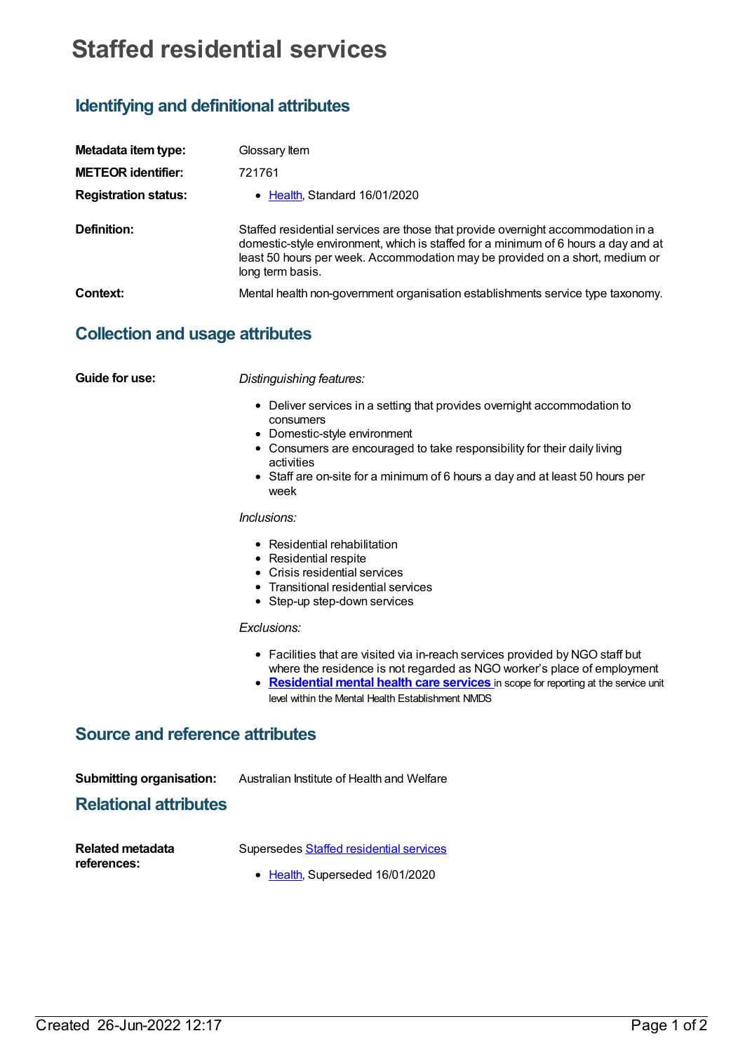# Staffed residential services

## Identifying and definitional attributes

**Metadata item type:** Glossary Item

**METEOR identifier:** 721761

**Registration status:**

- Health, Standard 16/01/2020

**Definition:** Staffed residential services are those that provide overnight accommodation in a domestic-style environment, which is staffed for a minimum of 6 hours a day and at least 50 hours per week. Accommodation may be provided on a short, medium or long term basis.

**Context:** Mental health non-government organisation establishments service type taxonomy.

## Collection and usage attributes

**Guide for use:**

*Distinguishing features:*

- Deliver services in a setting that provides overnight accommodation to consumers
- Domestic-style environment
- Consumers are encouraged to take responsibility for their daily living activities
- Staff are on-site for a minimum of 6 hours a day and at least 50 hours per week

*Inclusions:*

- Residential rehabilitation
- Residential respite
- Crisis residential services
- Transitional residential services
- Step-up step-down services

*Exclusions:*

- Facilities that are visited via in-reach services provided by NGO staff but where the residence is not regarded as NGO worker's place of employment
- **Residential mental health care services** in scope for reporting at the service unit level within the Mental Health Establishment NMDS

## Source and reference attributes

**Submitting organisation:** Australian Institute of Health and Welfare

## Relational attributes

**Related metadata references:**

Supersedes Staffed residential services

- Health, Superseded 16/01/2020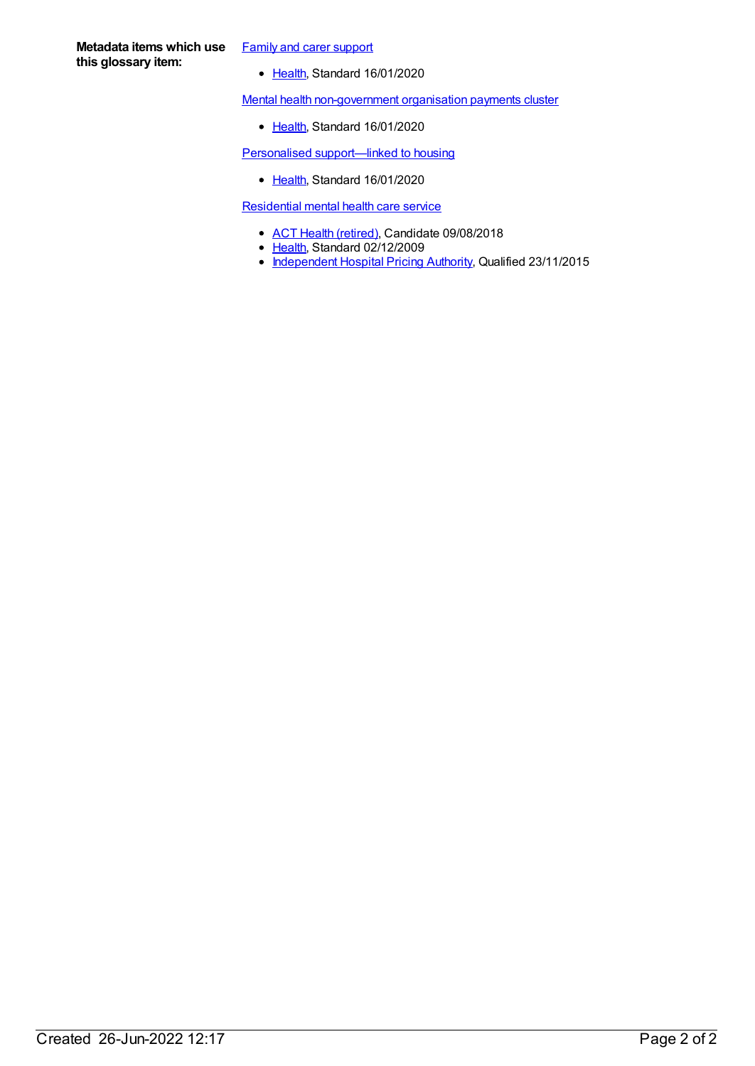**Metadata items which use this glossary item:**

Family and carer support

- Health, Standard 16/01/2020

Mental health non-government organisation payments cluster

- Health, Standard 16/01/2020

Personalised support—linked to housing

- Health, Standard 16/01/2020

Residential mental health care service

- ACT Health (retired), Candidate 09/08/2018
- Health, Standard 02/12/2009
- Independent Hospital Pricing Authority, Qualified 23/11/2015